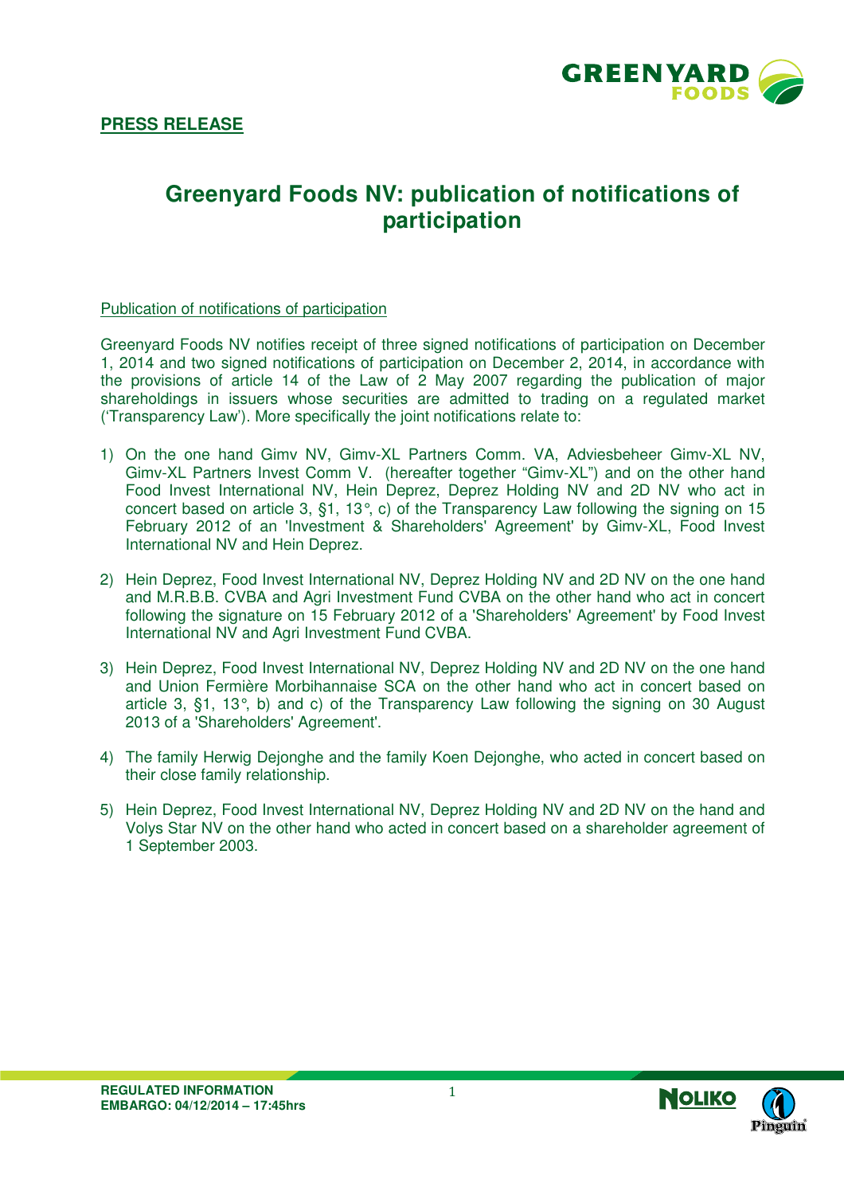**PRESS RELEASE**

# Greenyard Foods NV: publication of notifications of participation

Publication of notifications of participation

Greenyard Foods NV notifies receipt of three signed notifications of participation on December 1, 2014 and two signed notifications of participation on December 2, 2014, in accordance with the provisions of article 14 of the Law of 2 May 2007 regarding the publication of major shareholdings in issuers whose securities are admitted to trading on a regulated market ('Transparency Law'). More specifically the joint notifications relate to:

1) On the one hand Gimv NV, Gimv-XL Partners Comm. VA, Adviesbeheer Gimv-XL NV, Gimv-XL Partners Invest Comm V. (hereafter together "Gimv-XL") and on the other hand Food Invest International NV, Hein Deprez, Deprez Holding NV and 2D NV who act in concert based on article 3, §1, 13°, c) of the Transparency Law following the signing on 15 February 2012 of an 'Investment & Shareholders' Agreement' by Gimv-XL, Food Invest International NV and Hein Deprez.

2) Hein Deprez, Food Invest International NV, Deprez Holding NV and 2D NV on the one hand and M.R.B.B. CVBA and Agri Investment Fund CVBA on the other hand who act in concert following the signature on 15 February 2012 of a 'Shareholders' Agreement' by Food Invest International NV and Agri Investment Fund CVBA.

3) Hein Deprez, Food Invest International NV, Deprez Holding NV and 2D NV on the one hand and Union Fermière Morbihannaise SCA on the other hand who act in concert based on article 3, §1, 13°, b) and c) of the Transparency Law following the signing on 30 August 2013 of a 'Shareholders' Agreement'.

4) The family Herwig Dejonghe and the family Koen Dejonghe, who acted in concert based on their close family relationship.

5) Hein Deprez, Food Invest International NV, Deprez Holding NV and 2D NV on the hand and Volys Star NV on the other hand who acted in concert based on a shareholder agreement of 1 September 2003.

**REGULATED INFORMATION**
**EMBARGO: 04/12/2014 – 17:45hrs**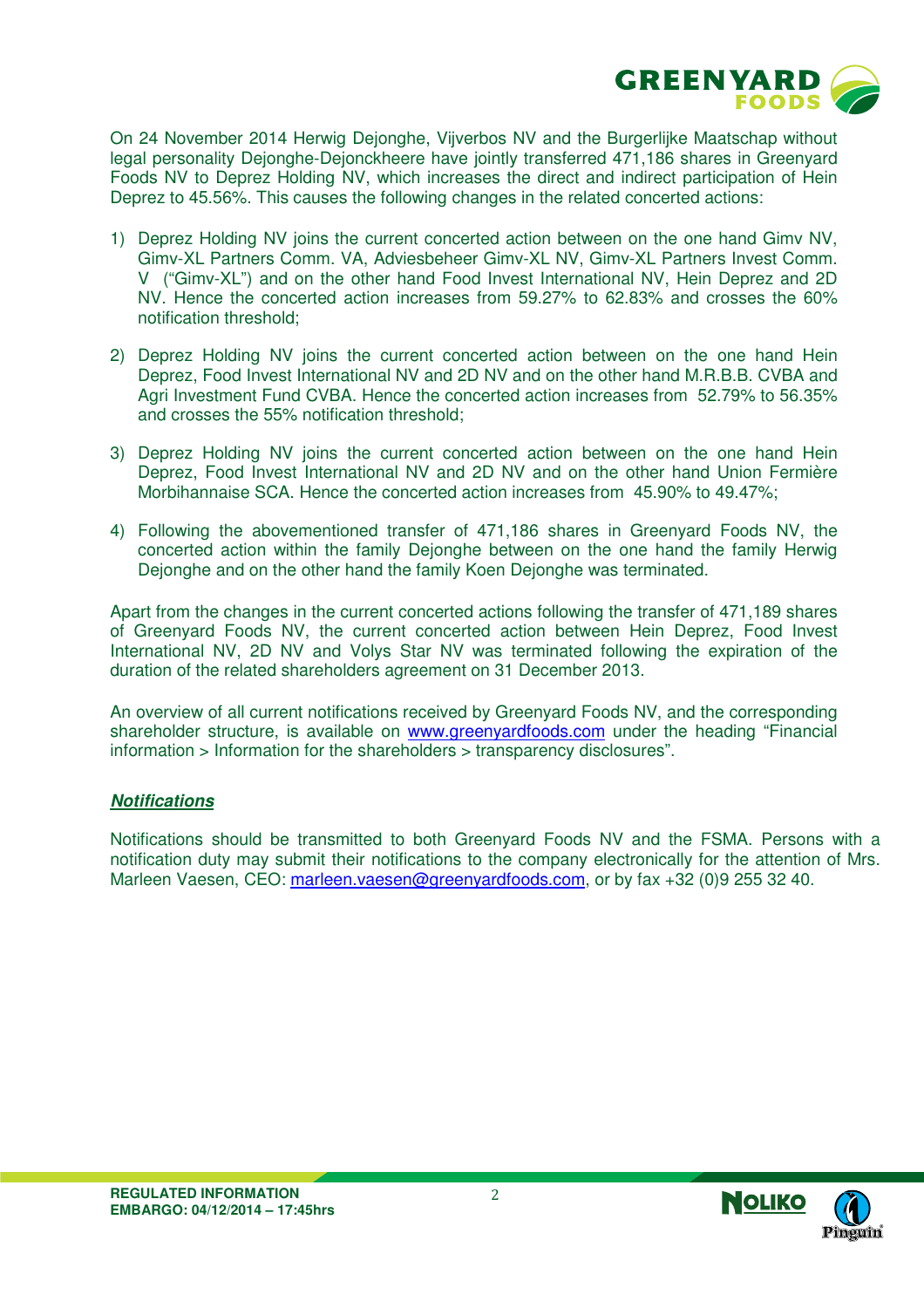On 24 November 2014 Herwig Dejonghe, Vijverbos NV and the Burgerlijke Maatschap without legal personality Dejonghe-Dejonckheere have jointly transferred 471,186 shares in Greenyard Foods NV to Deprez Holding NV, which increases the direct and indirect participation of Hein Deprez to 45.56%. This causes the following changes in the related concerted actions:

1) Deprez Holding NV joins the current concerted action between on the one hand Gimv NV, Gimv-XL Partners Comm. VA, Adviesbeheer Gimv-XL NV, Gimv-XL Partners Invest Comm. V ("Gimv-XL") and on the other hand Food Invest International NV, Hein Deprez and 2D NV. Hence the concerted action increases from 59.27% to 62.83% and crosses the 60% notification threshold;

2) Deprez Holding NV joins the current concerted action between on the one hand Hein Deprez, Food Invest International NV and 2D NV and on the other hand M.R.B.B. CVBA and Agri Investment Fund CVBA. Hence the concerted action increases from 52.79% to 56.35% and crosses the 55% notification threshold;

3) Deprez Holding NV joins the current concerted action between on the one hand Hein Deprez, Food Invest International NV and 2D NV and on the other hand Union Fermière Morbihannaise SCA. Hence the concerted action increases from 45.90% to 49.47%;

4) Following the abovementioned transfer of 471,186 shares in Greenyard Foods NV, the concerted action within the family Dejonghe between on the one hand the family Herwig Dejonghe and on the other hand the family Koen Dejonghe was terminated.

Apart from the changes in the current concerted actions following the transfer of 471,189 shares of Greenyard Foods NV, the current concerted action between Hein Deprez, Food Invest International NV, 2D NV and Volys Star NV was terminated following the expiration of the duration of the related shareholders agreement on 31 December 2013.

An overview of all current notifications received by Greenyard Foods NV, and the corresponding shareholder structure, is available on www.greenyardfoods.com under the heading "Financial information > Information for the shareholders > transparency disclosures".

***Notifications***

Notifications should be transmitted to both Greenyard Foods NV and the FSMA. Persons with a notification duty may submit their notifications to the company electronically for the attention of Mrs. Marleen Vaesen, CEO: marleen.vaesen@greenyardfoods.com, or by fax +32 (0)9 255 32 40.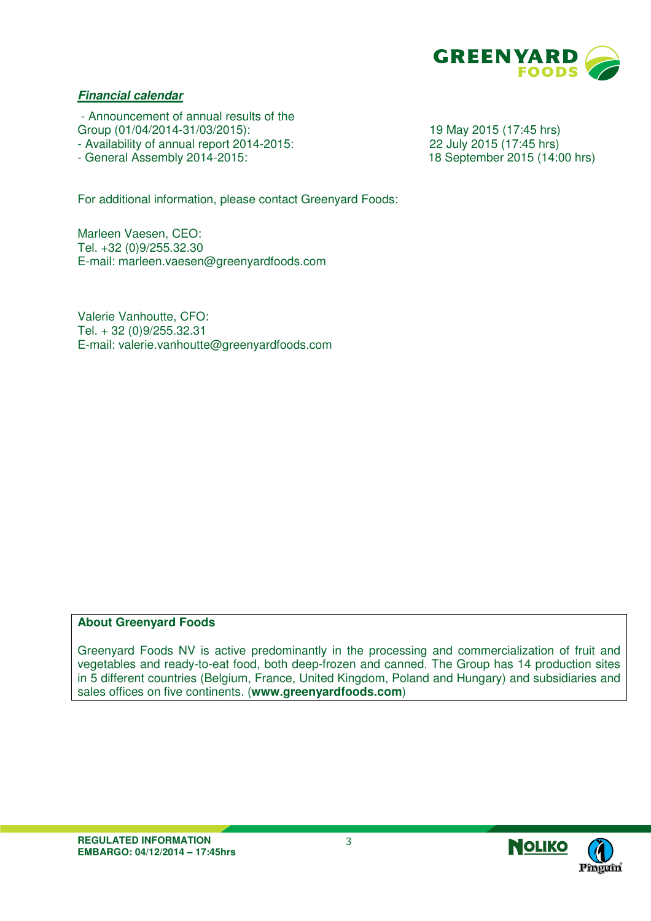***Financial calendar***

- Announcement of annual results of the Group (01/04/2014-31/03/2015): 19 May 2015 (17:45 hrs)
- Availability of annual report 2014-2015: 22 July 2015 (17:45 hrs)
- General Assembly 2014-2015: 18 September 2015 (14:00 hrs)

For additional information, please contact Greenyard Foods:

Marleen Vaesen, CEO:
Tel. +32 (0)9/255.32.30
E-mail: marleen.vaesen@greenyardfoods.com

Valerie Vanhoutte, CFO:
Tel. + 32 (0)9/255.32.31
E-mail: valerie.vanhoutte@greenyardfoods.com

**About Greenyard Foods**

Greenyard Foods NV is active predominantly in the processing and commercialization of fruit and vegetables and ready-to-eat food, both deep-frozen and canned. The Group has 14 production sites in 5 different countries (Belgium, France, United Kingdom, Poland and Hungary) and subsidiaries and sales offices on five continents. (**www.greenyardfoods.com**)

**REGULATED INFORMATION**
**EMBARGO: 04/12/2014 – 17:45hrs**